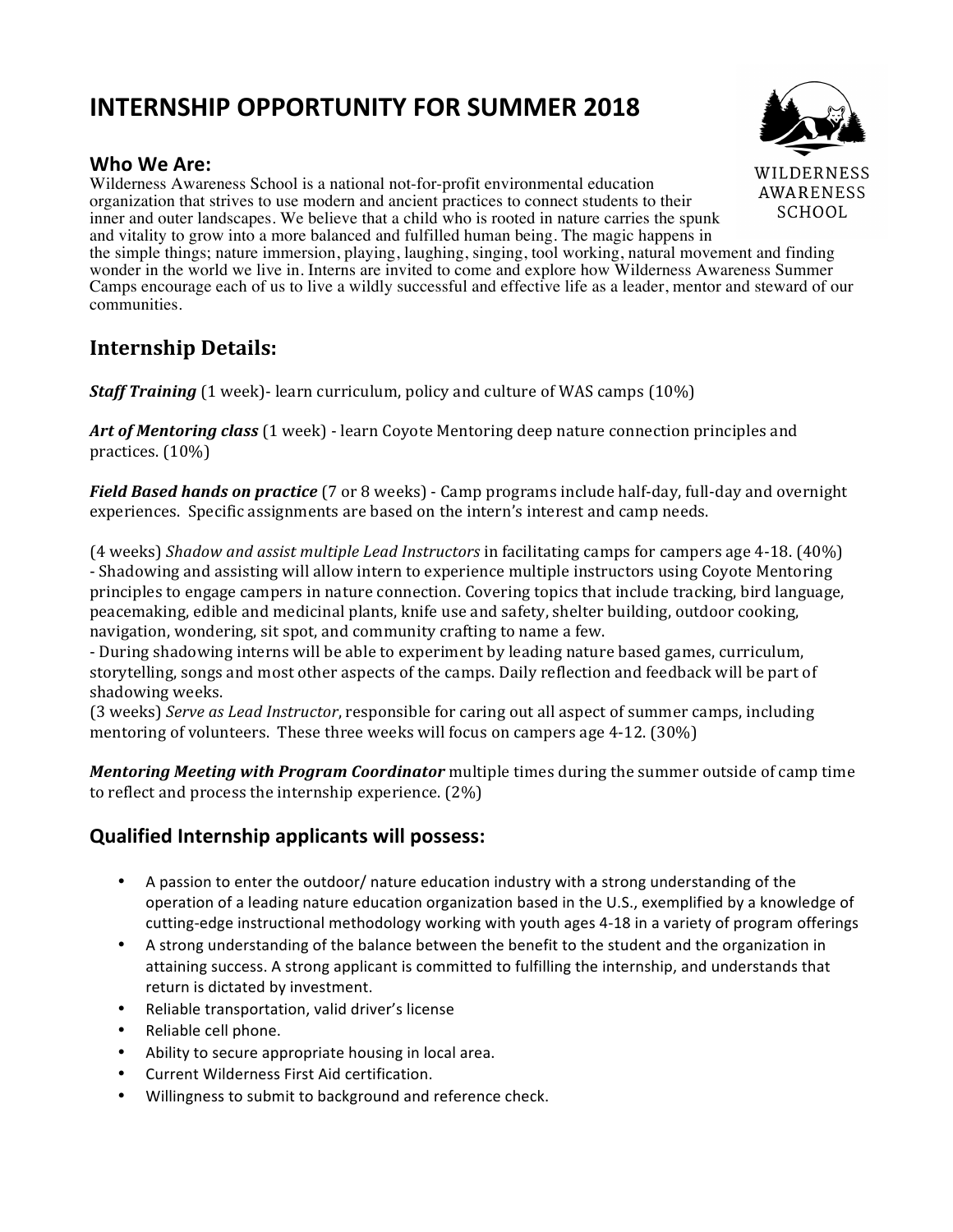# INTERNSHIP OPPORTUNITY FOR SUMMER 2018

## Who We Are:

Wilderness Awareness School is a national not-for-profit environmental education organization that strives to use modern and ancient practices to connect students to their inner and outer landscapes. We believe that a child who is rooted in nature carries the spunk and vitality to grow into a more balanced and fulfilled human being. The magic happens in the simple things; nature immersion, playing, laughing, singing, tool working, natural movement and finding wonder in the world we live in. Interns are invited to come and explore how Wilderness Awareness Summer Camps encourage each of us to live a wildly successful and effective life as a leader, mentor and steward of our communities.

## Internship Details:

***Staff Training*** (1 week)- learn curriculum, policy and culture of WAS camps (10%)

***Art of Mentoring class*** (1 week) - learn Coyote Mentoring deep nature connection principles and practices. (10%)

***Field Based hands on practice*** (7 or 8 weeks) - Camp programs include half-day, full-day and overnight experiences. Specific assignments are based on the intern's interest and camp needs.

(4 weeks) *Shadow and assist multiple Lead Instructors* in facilitating camps for campers age 4-18. (40%)
- Shadowing and assisting will allow intern to experience multiple instructors using Coyote Mentoring principles to engage campers in nature connection. Covering topics that include tracking, bird language, peacemaking, edible and medicinal plants, knife use and safety, shelter building, outdoor cooking, navigation, wondering, sit spot, and community crafting to name a few.
- During shadowing interns will be able to experiment by leading nature based games, curriculum, storytelling, songs and most other aspects of the camps. Daily reflection and feedback will be part of shadowing weeks.

(3 weeks) *Serve as Lead Instructor*, responsible for caring out all aspect of summer camps, including mentoring of volunteers. These three weeks will focus on campers age 4-12. (30%)

***Mentoring Meeting with Program Coordinator*** multiple times during the summer outside of camp time to reflect and process the internship experience. (2%)

## Qualified Internship applicants will possess:

- A passion to enter the outdoor/ nature education industry with a strong understanding of the operation of a leading nature education organization based in the U.S., exemplified by a knowledge of cutting-edge instructional methodology working with youth ages 4-18 in a variety of program offerings
- A strong understanding of the balance between the benefit to the student and the organization in attaining success. A strong applicant is committed to fulfilling the internship, and understands that return is dictated by investment.
- Reliable transportation, valid driver's license
- Reliable cell phone.
- Ability to secure appropriate housing in local area.
- Current Wilderness First Aid certification.
- Willingness to submit to background and reference check.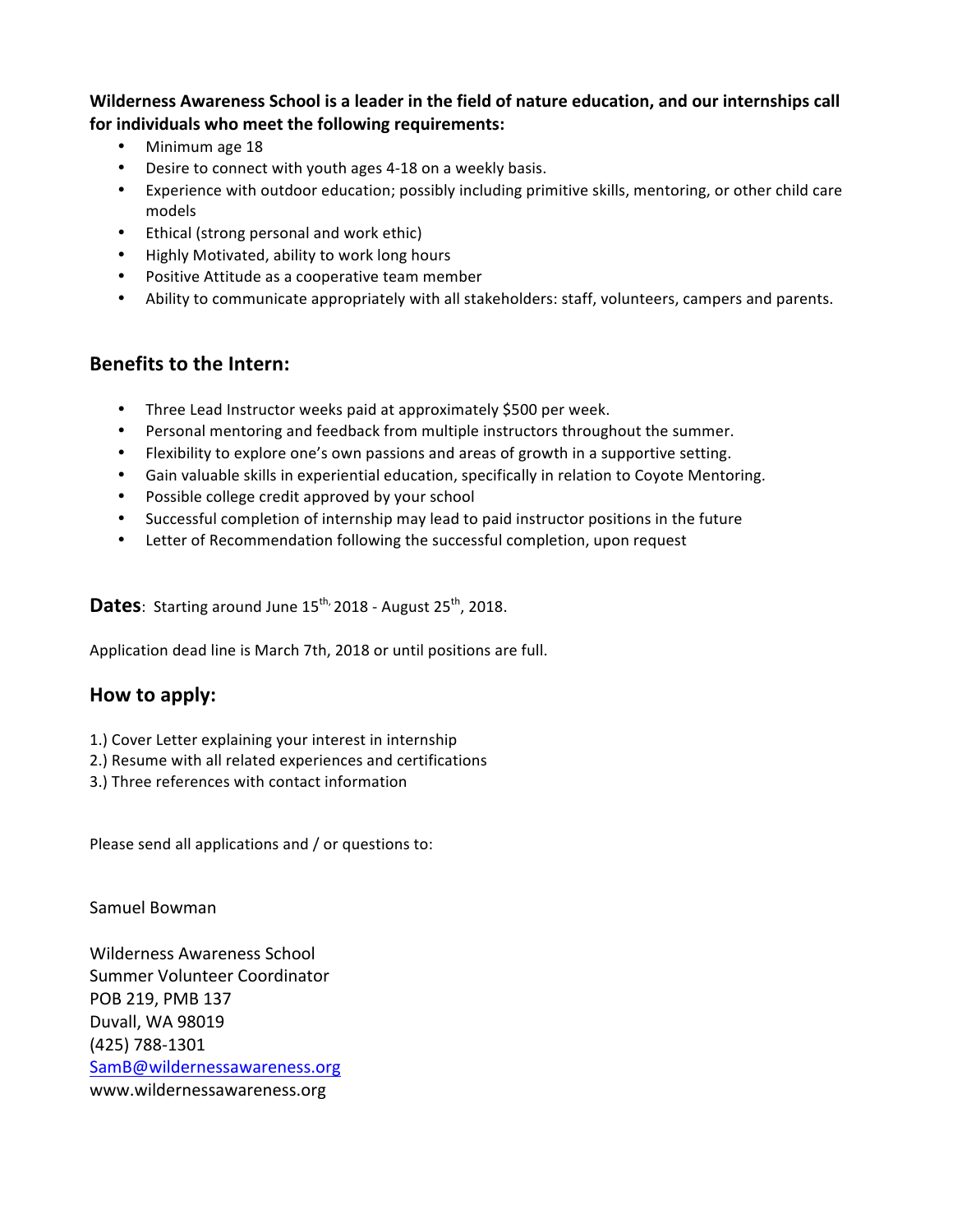**Wilderness Awareness School is a leader in the field of nature education, and our internships call for individuals who meet the following requirements:**

- Minimum age 18
- Desire to connect with youth ages 4-18 on a weekly basis.
- Experience with outdoor education; possibly including primitive skills, mentoring, or other child care models
- Ethical (strong personal and work ethic)
- Highly Motivated, ability to work long hours
- Positive Attitude as a cooperative team member
- Ability to communicate appropriately with all stakeholders: staff, volunteers, campers and parents.

## Benefits to the Intern:

- Three Lead Instructor weeks paid at approximately $500 per week.
- Personal mentoring and feedback from multiple instructors throughout the summer.
- Flexibility to explore one's own passions and areas of growth in a supportive setting.
- Gain valuable skills in experiential education, specifically in relation to Coyote Mentoring.
- Possible college credit approved by your school
- Successful completion of internship may lead to paid instructor positions in the future
- Letter of Recommendation following the successful completion, upon request

**Dates**: Starting around June 15th, 2018 - August 25th, 2018.

Application dead line is March 7th, 2018 or until positions are full.

## How to apply:

1.) Cover Letter explaining your interest in internship
2.) Resume with all related experiences and certifications
3.) Three references with contact information

Please send all applications and / or questions to:

Samuel Bowman

Wilderness Awareness School
Summer Volunteer Coordinator
POB 219, PMB 137
Duvall, WA 98019
(425) 788-1301
SamB@wildernessawareness.org
www.wildernessawareness.org